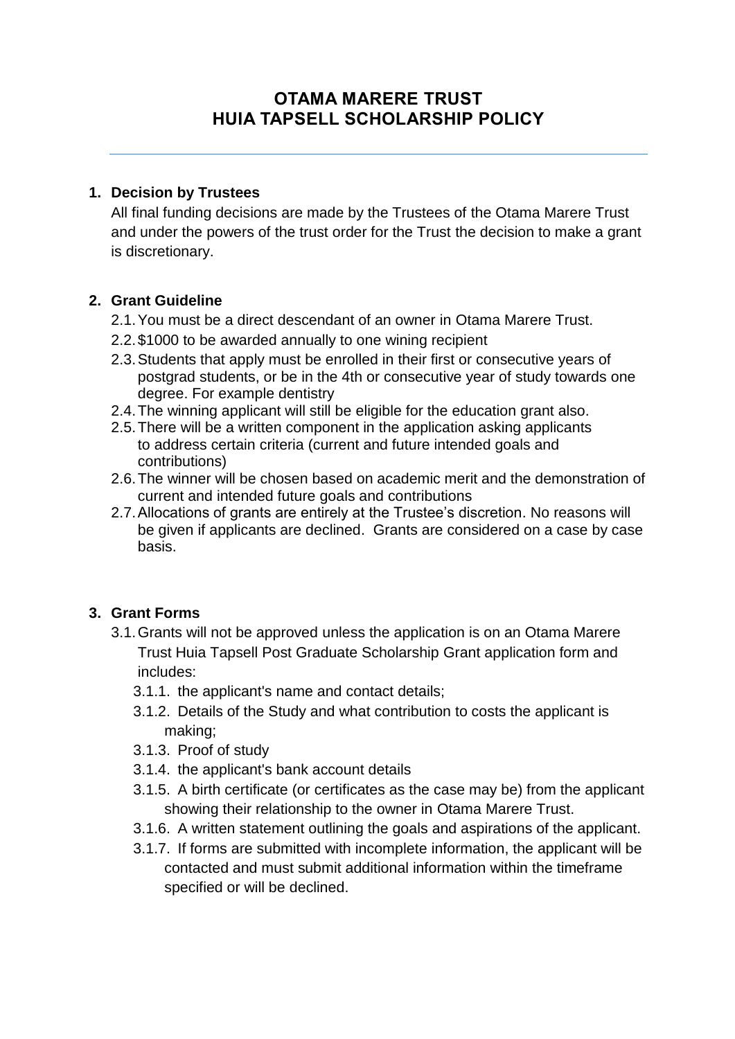# OTAMA MARERE TRUST
# HUIA TAPSELL SCHOLARSHIP POLICY

---

1. **Decision by Trustees**

   All final funding decisions are made by the Trustees of the Otama Marere Trust and under the powers of the trust order for the Trust the decision to make a grant is discretionary.

2. **Grant Guideline**

   2.1. You must be a direct descendant of an owner in Otama Marere Trust.

   2.2. $1000 to be awarded annually to one wining recipient

   2.3. Students that apply must be enrolled in their first or consecutive years of postgrad students, or be in the 4th or consecutive year of study towards one degree. For example dentistry

   2.4. The winning applicant will still be eligible for the education grant also.

   2.5. There will be a written component in the application asking applicants to address certain criteria (current and future intended goals and contributions)

   2.6. The winner will be chosen based on academic merit and the demonstration of current and intended future goals and contributions

   2.7. Allocations of grants are entirely at the Trustee's discretion. No reasons will be given if applicants are declined. Grants are considered on a case by case basis.

3. **Grant Forms**

   3.1. Grants will not be approved unless the application is on an Otama Marere Trust Huia Tapsell Post Graduate Scholarship Grant application form and includes:

   3.1.1. the applicant's name and contact details;

   3.1.2. Details of the Study and what contribution to costs the applicant is making;

   3.1.3. Proof of study

   3.1.4. the applicant's bank account details

   3.1.5. A birth certificate (or certificates as the case may be) from the applicant showing their relationship to the owner in Otama Marere Trust.

   3.1.6. A written statement outlining the goals and aspirations of the applicant.

   3.1.7. If forms are submitted with incomplete information, the applicant will be contacted and must submit additional information within the timeframe specified or will be declined.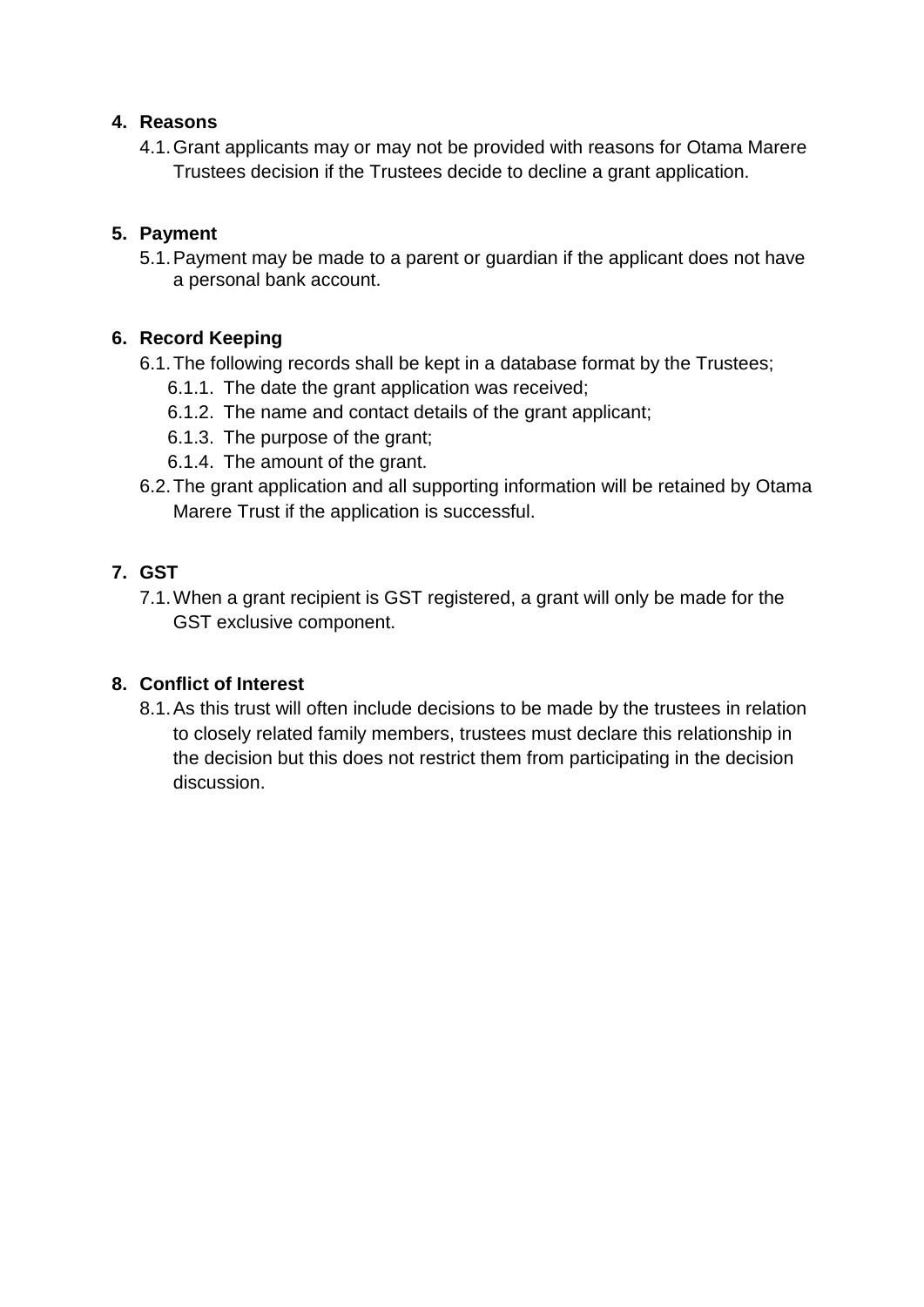**4. Reasons**

4.1. Grant applicants may or may not be provided with reasons for Otama Marere Trustees decision if the Trustees decide to decline a grant application.

**5. Payment**

5.1. Payment may be made to a parent or guardian if the applicant does not have a personal bank account.

**6. Record Keeping**

6.1. The following records shall be kept in a database format by the Trustees;

- 6.1.1. The date the grant application was received;
- 6.1.2. The name and contact details of the grant applicant;
- 6.1.3. The purpose of the grant;
- 6.1.4. The amount of the grant.

6.2. The grant application and all supporting information will be retained by Otama Marere Trust if the application is successful.

**7. GST**

7.1. When a grant recipient is GST registered, a grant will only be made for the GST exclusive component.

**8. Conflict of Interest**

8.1. As this trust will often include decisions to be made by the trustees in relation to closely related family members, trustees must declare this relationship in the decision but this does not restrict them from participating in the decision discussion.